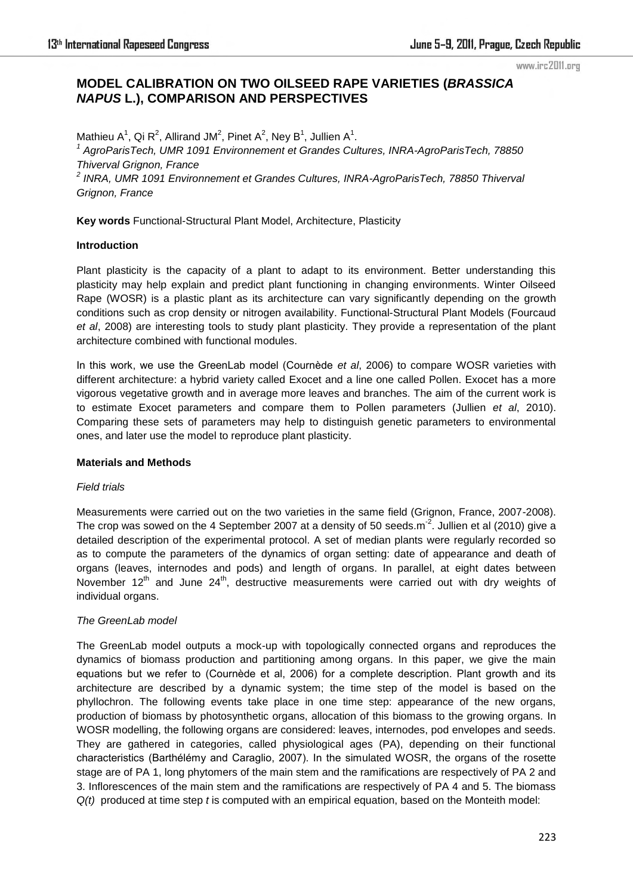# MODEL CALIBRATION ON TWO OILSEED RAPE VARIETIES (*BRASSICA NAPUS* L.), COMPARISON AND PERSPECTIVES

Mathieu A[1], Qi R[2], Allirand JM[2], Pinet A[2], Ney B[1], Jullien A[1].

[1] *AgroParisTech, UMR 1091 Environnement et Grandes Cultures, INRA-AgroParisTech, 78850 Thiverval Grignon, France*

[2] *INRA, UMR 1091 Environnement et Grandes Cultures, INRA-AgroParisTech, 78850 Thiverval Grignon, France*

**Key words** Functional-Structural Plant Model, Architecture, Plasticity

## Introduction

Plant plasticity is the capacity of a plant to adapt to its environment. Better understanding this plasticity may help explain and predict plant functioning in changing environments. Winter Oilseed Rape (WOSR) is a plastic plant as its architecture can vary significantly depending on the growth conditions such as crop density or nitrogen availability. Functional-Structural Plant Models (Fourcaud *et al*, 2008) are interesting tools to study plant plasticity. They provide a representation of the plant architecture combined with functional modules.

In this work, we use the GreenLab model (Cournède *et al*, 2006) to compare WOSR varieties with different architecture: a hybrid variety called Exocet and a line one called Pollen. Exocet has a more vigorous vegetative growth and in average more leaves and branches. The aim of the current work is to estimate Exocet parameters and compare them to Pollen parameters (Jullien *et al*, 2010). Comparing these sets of parameters may help to distinguish genetic parameters to environmental ones, and later use the model to reproduce plant plasticity.

## Materials and Methods

### *Field trials*

Measurements were carried out on the two varieties in the same field (Grignon, France, 2007-2008). The crop was sowed on the 4 September 2007 at a density of 50 seeds.m$^{-2}$. Jullien et al (2010) give a detailed description of the experimental protocol. A set of median plants were regularly recorded so as to compute the parameters of the dynamics of organ setting: date of appearance and death of organs (leaves, internodes and pods) and length of organs. In parallel, at eight dates between November 12$^{th}$ and June 24$^{th}$, destructive measurements were carried out with dry weights of individual organs.

### *The GreenLab model*

The GreenLab model outputs a mock-up with topologically connected organs and reproduces the dynamics of biomass production and partitioning among organs. In this paper, we give the main equations but we refer to (Cournède et al, 2006) for a complete description. Plant growth and its architecture are described by a dynamic system; the time step of the model is based on the phyllochron. The following events take place in one time step: appearance of the new organs, production of biomass by photosynthetic organs, allocation of this biomass to the growing organs. In WOSR modelling, the following organs are considered: leaves, internodes, pod envelopes and seeds. They are gathered in categories, called physiological ages (PA), depending on their functional characteristics (Barthélémy and Caraglio, 2007). In the simulated WOSR, the organs of the rosette stage are of PA 1, long phytomers of the main stem and the ramifications are respectively of PA 2 and 3. Inflorescences of the main stem and the ramifications are respectively of PA 4 and 5. The biomass $Q(t)$ produced at time step $t$ is computed with an empirical equation, based on the Monteith model: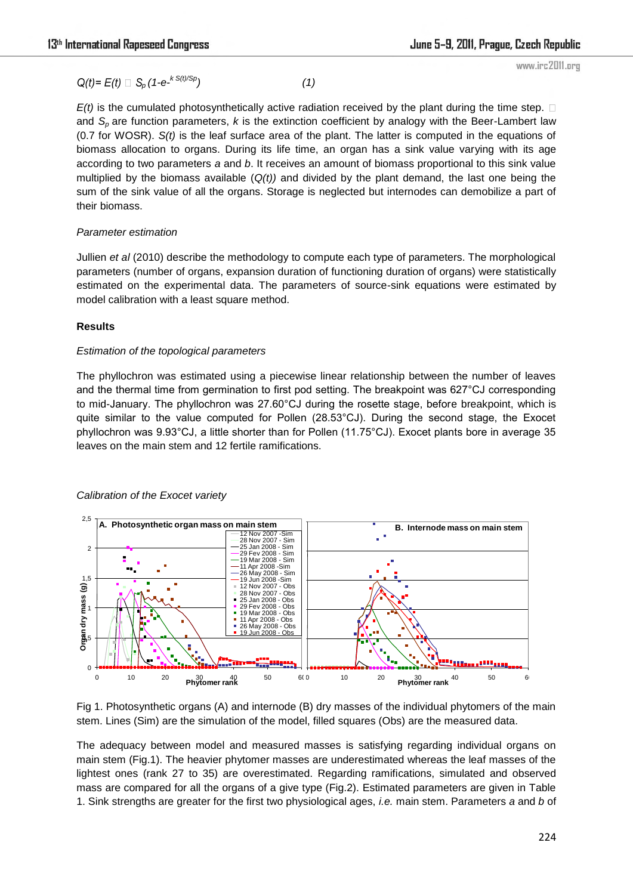$$Q(t)= E(t) \cdot S_p (1-e^{-k\,S(t)/Sp}) \qquad (1)$$

$E(t)$ is the cumulated photosynthetically active radiation received by the plant during the time step. and $S_p$ are function parameters, $k$ is the extinction coefficient by analogy with the Beer-Lambert law (0.7 for WOSR). $S(t)$ is the leaf surface area of the plant. The latter is computed in the equations of biomass allocation to organs. During its life time, an organ has a sink value varying with its age according to two parameters *a* and *b*. It receives an amount of biomass proportional to this sink value multiplied by the biomass available ($Q(t)$) and divided by the plant demand, the last one being the sum of the sink value of all the organs. Storage is neglected but internodes can demobilize a part of their biomass.

*Parameter estimation*

Jullien *et al* (2010) describe the methodology to compute each type of parameters. The morphological parameters (number of organs, expansion duration of functioning duration of organs) were statistically estimated on the experimental data. The parameters of source-sink equations were estimated by model calibration with a least square method.

**Results**

*Estimation of the topological parameters*

The phyllochron was estimated using a piecewise linear relationship between the number of leaves and the thermal time from germination to first pod setting. The breakpoint was 627°CJ corresponding to mid-January. The phyllochron was 27.60°CJ during the rosette stage, before breakpoint, which is quite similar to the value computed for Pollen (28.53°CJ). During the second stage, the Exocet phyllochron was 9.93°CJ, a little shorter than for Pollen (11.75°CJ). Exocet plants bore in average 35 leaves on the main stem and 12 fertile ramifications.

*Calibration of the Exocet variety*

A. Photosynthetic organ mass on main stem

B. Internode mass on main stem

Organ dry mass (g)

Phytomer rank

0, 0,5, 1, 1,5, 2, 2,5

0, 10, 20, 30, 40, 50, 60

12 Nov 2007 -Sim
28 Nov 2007 - Sim
25 Jan 2008 - Sim
29 Fev 2008 - Sim
19 Mar 2008 - Sim
11 Apr 2008 -Sim
26 May 2008 - Sim
19 Jun 2008 -Sim
12 Nov 2007 - Obs
28 Nov 2007 - Obs
25 Jan 2008 - Obs
29 Fev 2008 - Obs
19 Mar 2008 - Obs
11 Apr 2008 - Obs
26 May 2008 - Obs
19 Jun 2008 - Obs

Fig 1. Photosynthetic organs (A) and internode (B) dry masses of the individual phytomers of the main stem. Lines (Sim) are the simulation of the model, filled squares (Obs) are the measured data.

The adequacy between model and measured masses is satisfying regarding individual organs on main stem (Fig.1). The heavier phytomer masses are underestimated whereas the leaf masses of the lightest ones (rank 27 to 35) are overestimated. Regarding ramifications, simulated and observed mass are compared for all the organs of a give type (Fig.2). Estimated parameters are given in Table 1. Sink strengths are greater for the first two physiological ages, *i.e.* main stem. Parameters *a* and *b* of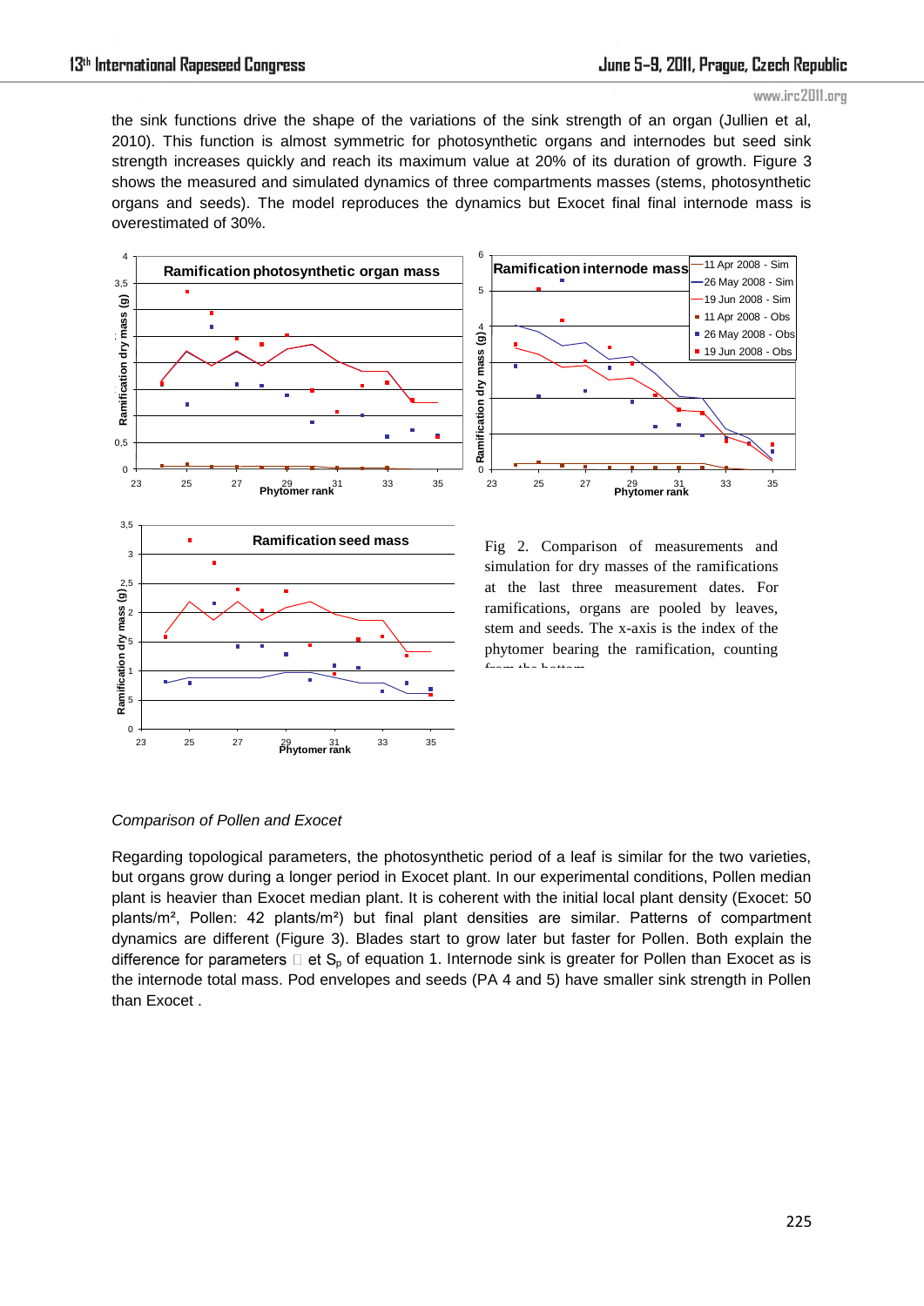the sink functions drive the shape of the variations of the sink strength of an organ (Jullien et al, 2010). This function is almost symmetric for photosynthetic organs and internodes but seed sink strength increases quickly and reach its maximum value at 20% of its duration of growth. Figure 3 shows the measured and simulated dynamics of three compartments masses (stems, photosynthetic organs and seeds). The model reproduces the dynamics but Exocet final final internode mass is overestimated of 30%.

Ramification photosynthetic organ mass

Ramification dry mass (g)

4
3,5
0,5
0

23 25 27 29 31 33 35

Phytomer rank

Ramification internode mass

Ramification dry mass (g)

6
5
4
0

23 25 27 29 31 33 35

Phytomer rank

11 Apr 2008 - Sim
26 May 2008 - Sim
19 Jun 2008 - Sim
11 Apr 2008 - Obs
26 May 2008 - Obs
19 Jun 2008 - Obs

Ramification seed mass

Ramification dry mass (g)

3,5
3
2,5
2
1,5
1
0,5
0

23 25 27 29 31 33 35

Phytomer rank

Fig 2. Comparison of measurements and simulation for dry masses of the ramifications at the last three measurement dates. For ramifications, organs are pooled by leaves, stem and seeds. The x-axis is the index of the phytomer bearing the ramification, counting from the bottom

*Comparison of Pollen and Exocet*

Regarding topological parameters, the photosynthetic period of a leaf is similar for the two varieties, but organs grow during a longer period in Exocet plant. In our experimental conditions, Pollen median plant is heavier than Exocet median plant. It is coherent with the initial local plant density (Exocet: 50 plants/m², Pollen: 42 plants/m²) but final plant densities are similar. Patterns of compartment dynamics are different (Figure 3). Blades start to grow later but faster for Pollen. Both explain the difference for parameters  et $S_p$ of equation 1. Internode sink is greater for Pollen than Exocet as is the internode total mass. Pod envelopes and seeds (PA 4 and 5) have smaller sink strength in Pollen than Exocet .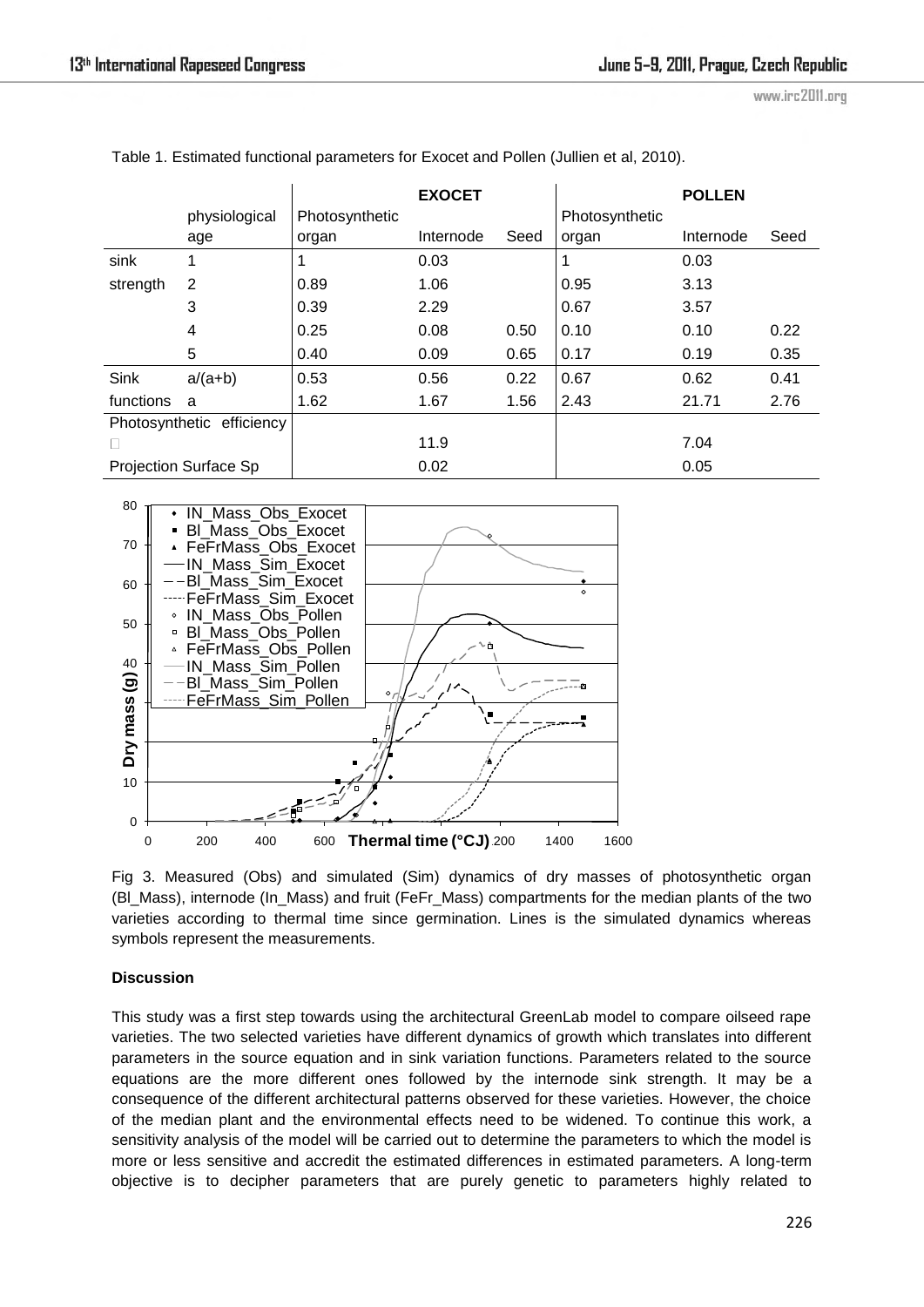Table 1. Estimated functional parameters for Exocet and Pollen (Jullien et al, 2010).

| | | EXOCET | | | POLLEN | | |
|---|---|---|---|---|---|---|---|
| | physiological age | Photosynthetic organ | Internode | Seed | Photosynthetic organ | Internode | Seed |
| sink | 1 | 1 | 0.03 | | 1 | 0.03 | |
| strength | 2 | 0.89 | 1.06 | | 0.95 | 3.13 | |
| | 3 | 0.39 | 2.29 | | 0.67 | 3.57 | |
| | 4 | 0.25 | 0.08 | 0.50 | 0.10 | 0.10 | 0.22 |
| | 5 | 0.40 | 0.09 | 0.65 | 0.17 | 0.19 | 0.35 |
| Sink | a/(a+b) | 0.53 | 0.56 | 0.22 | 0.67 | 0.62 | 0.41 |
| functions | a | 1.62 | 1.67 | 1.56 | 2.43 | 21.71 | 2.76 |
| Photosynthetic efficiency | | | | | | | |
| □ | | | 11.9 | | | 7.04 | |
| Projection Surface Sp | | | 0.02 | | | 0.05 | |

IN_Mass_Obs_Exocet
Bl_Mass_Obs_Exocet
FeFrMass_Obs_Exocet
IN_Mass_Sim_Exocet
Bl_Mass_Sim_Exocet
FeFrMass_Sim_Exocet
IN_Mass_Obs_Pollen
Bl_Mass_Obs_Pollen
FeFrMass_Obs_Pollen
IN_Mass_Sim_Pollen
Bl_Mass_Sim_Pollen
FeFrMass_Sim_Pollen

Dry mass (g)

0 10 20 30 40 50 60 70 80

0 200 400 600 Thermal time (°CJ) 1200 1400 1600

Fig 3. Measured (Obs) and simulated (Sim) dynamics of dry masses of photosynthetic organ (Bl_Mass), internode (In_Mass) and fruit (FeFr_Mass) compartments for the median plants of the two varieties according to thermal time since germination. Lines is the simulated dynamics whereas symbols represent the measurements.

**Discussion**

This study was a first step towards using the architectural GreenLab model to compare oilseed rape varieties. The two selected varieties have different dynamics of growth which translates into different parameters in the source equation and in sink variation functions. Parameters related to the source equations are the more different ones followed by the internode sink strength. It may be a consequence of the different architectural patterns observed for these varieties. However, the choice of the median plant and the environmental effects need to be widened. To continue this work, a sensitivity analysis of the model will be carried out to determine the parameters to which the model is more or less sensitive and accredit the estimated differences in estimated parameters. A long-term objective is to decipher parameters that are purely genetic to parameters highly related to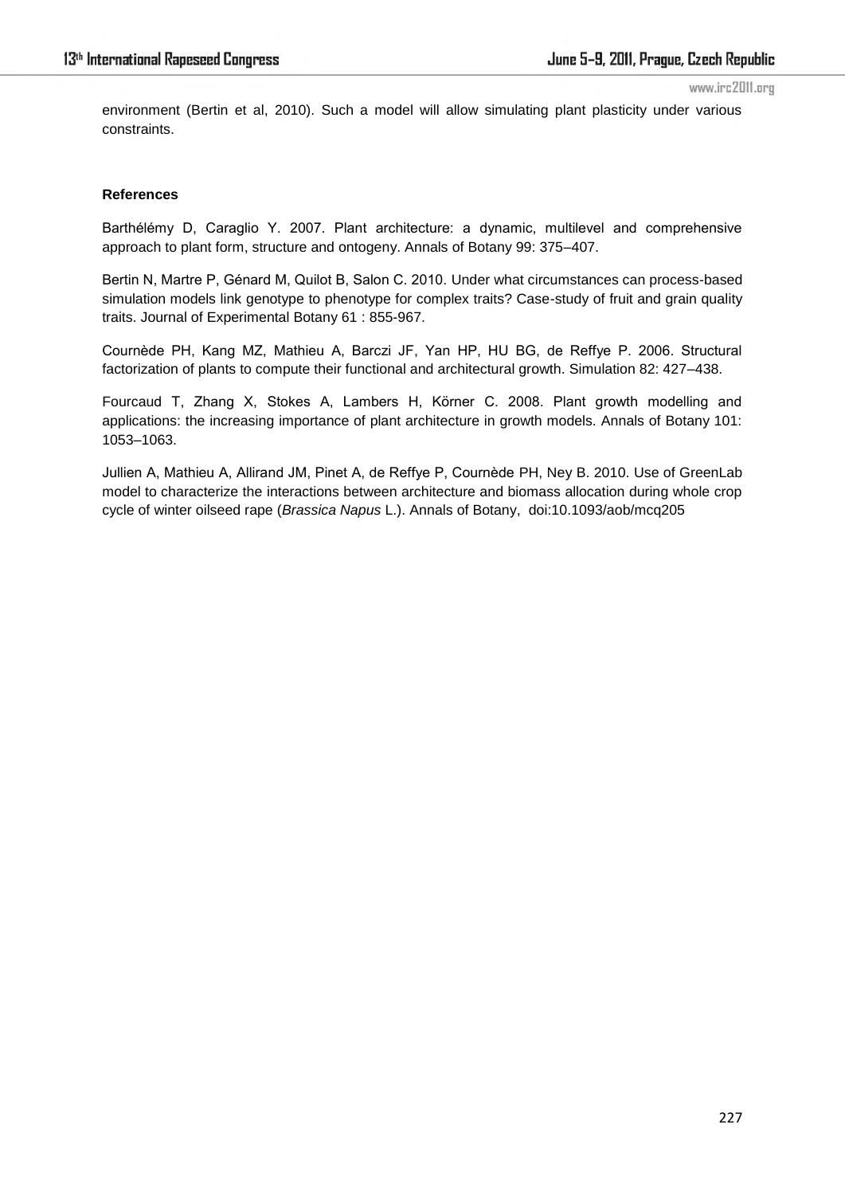environment (Bertin et al, 2010). Such a model will allow simulating plant plasticity under various constraints.

**References**

Barthélémy D, Caraglio Y. 2007. Plant architecture: a dynamic, multilevel and comprehensive approach to plant form, structure and ontogeny. Annals of Botany 99: 375–407.

Bertin N, Martre P, Génard M, Quilot B, Salon C. 2010. Under what circumstances can process-based simulation models link genotype to phenotype for complex traits? Case-study of fruit and grain quality traits. Journal of Experimental Botany 61 : 855-967.

Cournède PH, Kang MZ, Mathieu A, Barczi JF, Yan HP, HU BG, de Reffye P. 2006. Structural factorization of plants to compute their functional and architectural growth. Simulation 82: 427–438.

Fourcaud T, Zhang X, Stokes A, Lambers H, Körner C. 2008. Plant growth modelling and applications: the increasing importance of plant architecture in growth models. Annals of Botany 101: 1053–1063.

Jullien A, Mathieu A, Allirand JM, Pinet A, de Reffye P, Cournède PH, Ney B. 2010. Use of GreenLab model to characterize the interactions between architecture and biomass allocation during whole crop cycle of winter oilseed rape (*Brassica Napus* L.). Annals of Botany, doi:10.1093/aob/mcq205